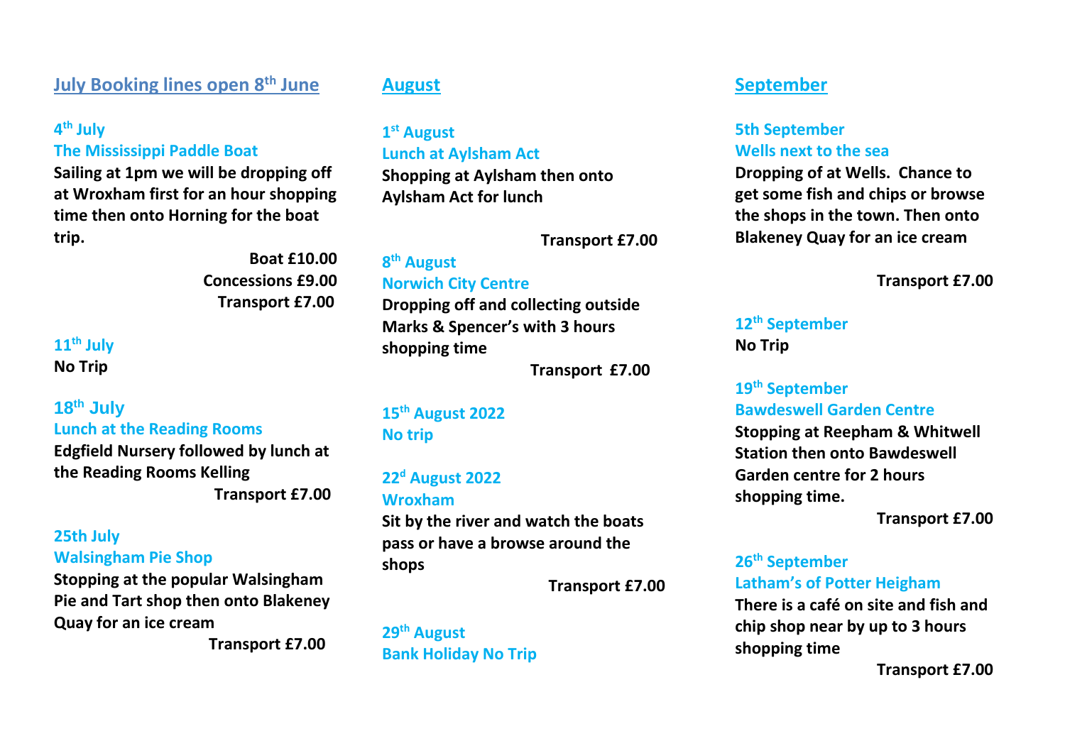## July Booking lines open 8th June

### 4th July
### The Mississippi Paddle Boat

**Sailing at 1pm we will be dropping off at Wroxham first for an hour shopping time then onto Horning for the boat trip.**

**Boat £10.00**
**Concessions £9.00**
**Transport £7.00**

### 11th July

**No Trip**

### 18th July
### Lunch at the Reading Rooms

**Edgfield Nursery followed by lunch at the Reading Rooms Kelling**

**Transport £7.00**

### 25th July
### Walsingham Pie Shop

**Stopping at the popular Walsingham Pie and Tart shop then onto Blakeney Quay for an ice cream**

**Transport £7.00**

## August

### 1st August
### Lunch at Aylsham Act

**Shopping at Aylsham then onto Aylsham Act for lunch**

**Transport £7.00**

### 8th August
### Norwich City Centre

**Dropping off and collecting outside Marks & Spencer's with 3 hours shopping time**

**Transport £7.00**

### 15th August 2022
### No trip

### 22d August 2022
### Wroxham

**Sit by the river and watch the boats pass or have a browse around the shops**

**Transport £7.00**

### 29th August
### Bank Holiday No Trip

## September

### 5th September
### Wells next to the sea

**Dropping of at Wells. Chance to get some fish and chips or browse the shops in the town. Then onto Blakeney Quay for an ice cream**

**Transport £7.00**

### 12th September

**No Trip**

### 19th September
### Bawdeswell Garden Centre

**Stopping at Reepham & Whitwell Station then onto Bawdeswell Garden centre for 2 hours shopping time.**

**Transport £7.00**

### 26th September
### Latham's of Potter Heigham

**There is a café on site and fish and chip shop near by up to 3 hours shopping time**

**Transport £7.00**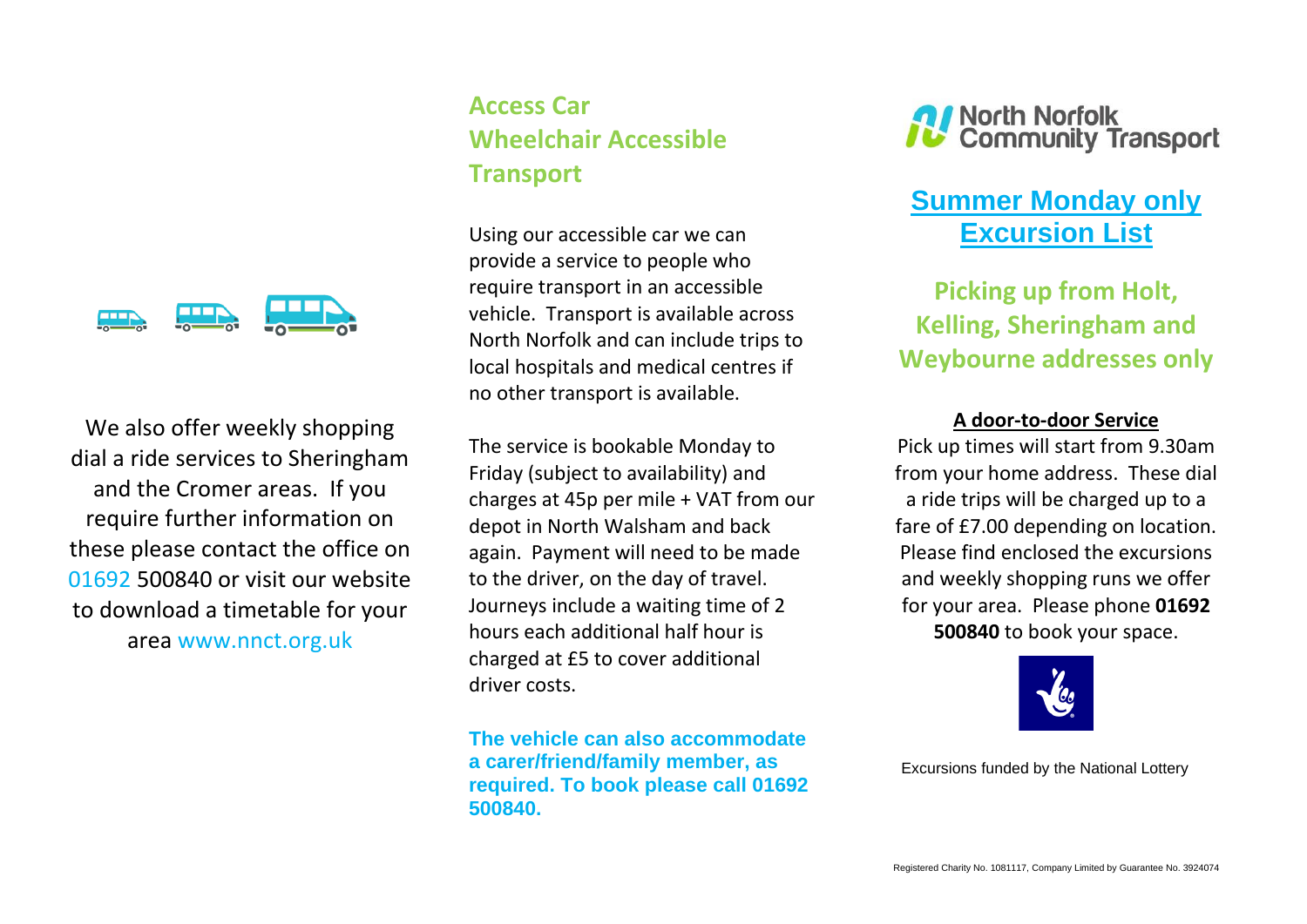We also offer weekly shopping dial a ride services to Sheringham and the Cromer areas. If you require further information on these please contact the office on 01692 500840 or visit our website to download a timetable for your area www.nnct.org.uk

## Access Car Wheelchair Accessible Transport

Using our accessible car we can provide a service to people who require transport in an accessible vehicle. Transport is available across North Norfolk and can include trips to local hospitals and medical centres if no other transport is available.

The service is bookable Monday to Friday (subject to availability) and charges at 45p per mile + VAT from our depot in North Walsham and back again. Payment will need to be made to the driver, on the day of travel. Journeys include a waiting time of 2 hours each additional half hour is charged at £5 to cover additional driver costs.

**The vehicle can also accommodate a carer/friend/family member, as required. To book please call 01692 500840.**

North Norfolk Community Transport

# Summer Monday only Excursion List

## Picking up from Holt, Kelling, Sheringham and Weybourne addresses only

**A door-to-door Service**

Pick up times will start from 9.30am from your home address. These dial a ride trips will be charged up to a fare of £7.00 depending on location. Please find enclosed the excursions and weekly shopping runs we offer for your area. Please phone **01692 500840** to book your space.

Excursions funded by the National Lottery

Registered Charity No. 1081117, Company Limited by Guarantee No. 3924074